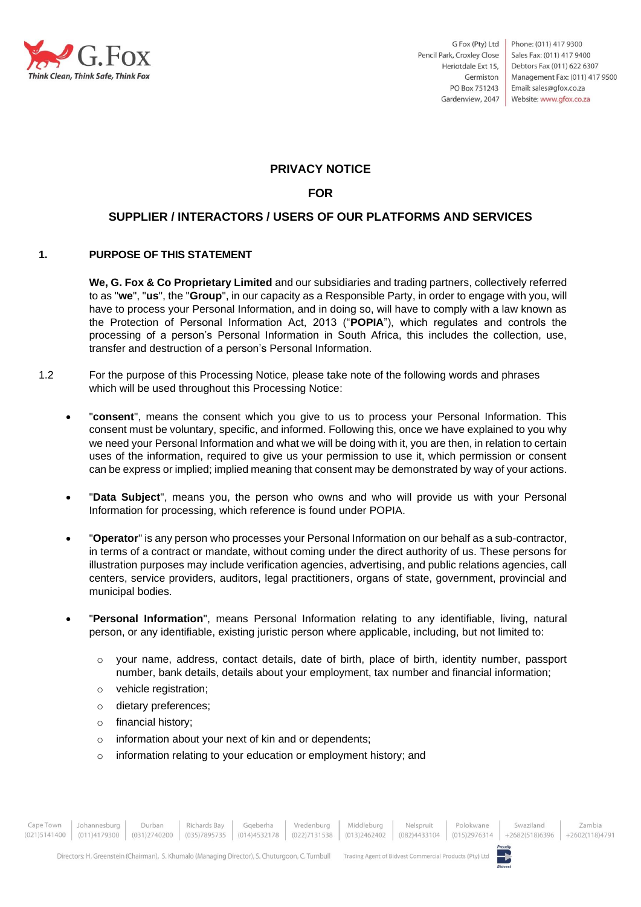G Fox (Pty) Ltd
Pencil Park, Croxley Close
Heriotdale Ext 15,
Germiston
PO Box 751243
Gardenview, 2047

Phone: (011) 417 9300
Sales Fax: (011) 417 9400
Debtors Fax (011) 622 6307
Management Fax: (011) 417 9500
Email: sales@gfox.co.za
Website: www.gfox.co.za

# PRIVACY NOTICE

# FOR

# SUPPLIER / INTERACTORS / USERS OF OUR PLATFORMS AND SERVICES

## 1. PURPOSE OF THIS STATEMENT

**We, G. Fox & Co Proprietary Limited** and our subsidiaries and trading partners, collectively referred to as "**we**", "**us**", the "**Group**", in our capacity as a Responsible Party, in order to engage with you, will have to process your Personal Information, and in doing so, will have to comply with a law known as the Protection of Personal Information Act, 2013 ("**POPIA**"), which regulates and controls the processing of a person's Personal Information in South Africa, this includes the collection, use, transfer and destruction of a person's Personal Information.

1.2 For the purpose of this Processing Notice, please take note of the following words and phrases which will be used throughout this Processing Notice:

- "**consent**", means the consent which you give to us to process your Personal Information. This consent must be voluntary, specific, and informed. Following this, once we have explained to you why we need your Personal Information and what we will be doing with it, you are then, in relation to certain uses of the information, required to give us your permission to use it, which permission or consent can be express or implied; implied meaning that consent may be demonstrated by way of your actions.

- "**Data Subject**", means you, the person who owns and who will provide us with your Personal Information for processing, which reference is found under POPIA.

- "**Operator**" is any person who processes your Personal Information on our behalf as a sub-contractor, in terms of a contract or mandate, without coming under the direct authority of us. These persons for illustration purposes may include verification agencies, advertising, and public relations agencies, call centers, service providers, auditors, legal practitioners, organs of state, government, provincial and municipal bodies.

- "**Personal Information**", means Personal Information relating to any identifiable, living, natural person, or any identifiable, existing juristic person where applicable, including, but not limited to:
    - your name, address, contact details, date of birth, place of birth, identity number, passport number, bank details, details about your employment, tax number and financial information;
    - vehicle registration;
    - dietary preferences;
    - financial history;
    - information about your next of kin and or dependents;
    - information relating to your education or employment history; and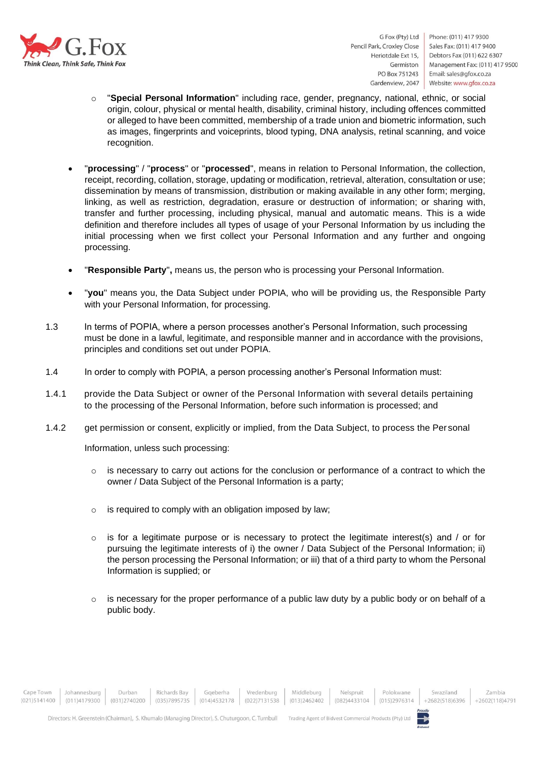- "**Special Personal Information**" including race, gender, pregnancy, national, ethnic, or social origin, colour, physical or mental health, disability, criminal history, including offences committed or alleged to have been committed, membership of a trade union and biometric information, such as images, fingerprints and voiceprints, blood typing, DNA analysis, retinal scanning, and voice recognition.

- "**processing**" / "**process**" or "**processed**", means in relation to Personal Information, the collection, receipt, recording, collation, storage, updating or modification, retrieval, alteration, consultation or use; dissemination by means of transmission, distribution or making available in any other form; merging, linking, as well as restriction, degradation, erasure or destruction of information; or sharing with, transfer and further processing, including physical, manual and automatic means. This is a wide definition and therefore includes all types of usage of your Personal Information by us including the initial processing when we first collect your Personal Information and any further and ongoing processing.

- "**Responsible Party**", means us, the person who is processing your Personal Information.

- "**you**" means you, the Data Subject under POPIA, who will be providing us, the Responsible Party with your Personal Information, for processing.

1.3 In terms of POPIA, where a person processes another's Personal Information, such processing must be done in a lawful, legitimate, and responsible manner and in accordance with the provisions, principles and conditions set out under POPIA.

1.4 In order to comply with POPIA, a person processing another's Personal Information must:

1.4.1 provide the Data Subject or owner of the Personal Information with several details pertaining to the processing of the Personal Information, before such information is processed; and

1.4.2 get permission or consent, explicitly or implied, from the Data Subject, to process the Personal

Information, unless such processing:

  - is necessary to carry out actions for the conclusion or performance of a contract to which the owner / Data Subject of the Personal Information is a party;

  - is required to comply with an obligation imposed by law;

  - is for a legitimate purpose or is necessary to protect the legitimate interest(s) and / or for pursuing the legitimate interests of i) the owner / Data Subject of the Personal Information; ii) the person processing the Personal Information; or iii) that of a third party to whom the Personal Information is supplied; or

  - is necessary for the proper performance of a public law duty by a public body or on behalf of a public body.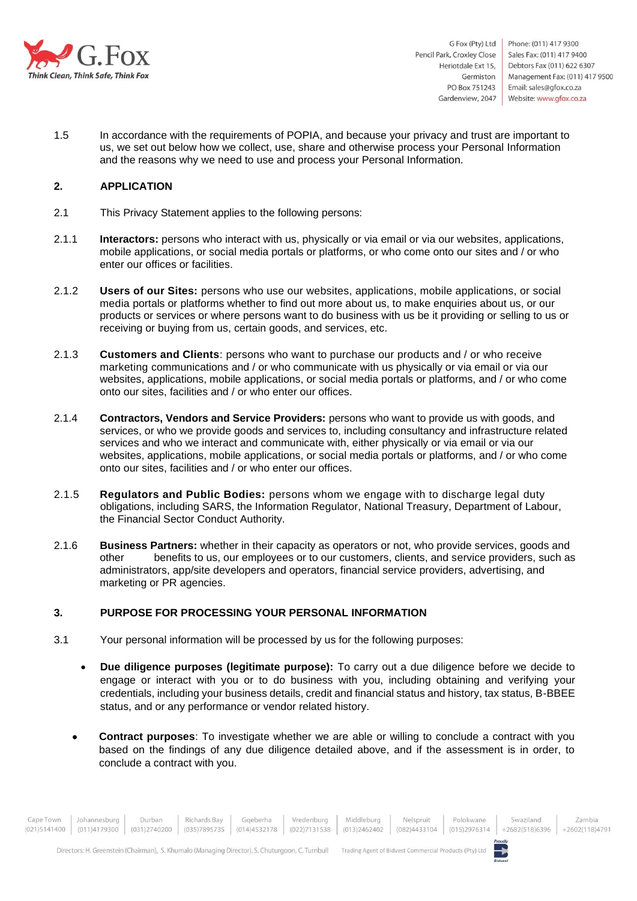1.5 In accordance with the requirements of POPIA, and because your privacy and trust are important to us, we set out below how we collect, use, share and otherwise process your Personal Information and the reasons why we need to use and process your Personal Information.

## 2. APPLICATION

2.1 This Privacy Statement applies to the following persons:

2.1.1 **Interactors:** persons who interact with us, physically or via email or via our websites, applications, mobile applications, or social media portals or platforms, or who come onto our sites and / or who enter our offices or facilities.

2.1.2 **Users of our Sites:** persons who use our websites, applications, mobile applications, or social media portals or platforms whether to find out more about us, to make enquiries about us, or our products or services or where persons want to do business with us be it providing or selling to us or receiving or buying from us, certain goods, and services, etc.

2.1.3 **Customers and Clients**: persons who want to purchase our products and / or who receive marketing communications and / or who communicate with us physically or via email or via our websites, applications, mobile applications, or social media portals or platforms, and / or who come onto our sites, facilities and / or who enter our offices.

2.1.4 **Contractors, Vendors and Service Providers:** persons who want to provide us with goods, and services, or who we provide goods and services to, including consultancy and infrastructure related services and who we interact and communicate with, either physically or via email or via our websites, applications, mobile applications, or social media portals or platforms, and / or who come onto our sites, facilities and / or who enter our offices.

2.1.5 **Regulators and Public Bodies:** persons whom we engage with to discharge legal duty obligations, including SARS, the Information Regulator, National Treasury, Department of Labour, the Financial Sector Conduct Authority.

2.1.6 **Business Partners:** whether in their capacity as operators or not, who provide services, goods and other benefits to us, our employees or to our customers, clients, and service providers, such as administrators, app/site developers and operators, financial service providers, advertising, and marketing or PR agencies.

## 3. PURPOSE FOR PROCESSING YOUR PERSONAL INFORMATION

3.1 Your personal information will be processed by us for the following purposes:

- **Due diligence purposes (legitimate purpose):** To carry out a due diligence before we decide to engage or interact with you or to do business with you, including obtaining and verifying your credentials, including your business details, credit and financial status and history, tax status, B-BBEE status, and or any performance or vendor related history.

- **Contract purposes**: To investigate whether we are able or willing to conclude a contract with you based on the findings of any due diligence detailed above, and if the assessment is in order, to conclude a contract with you.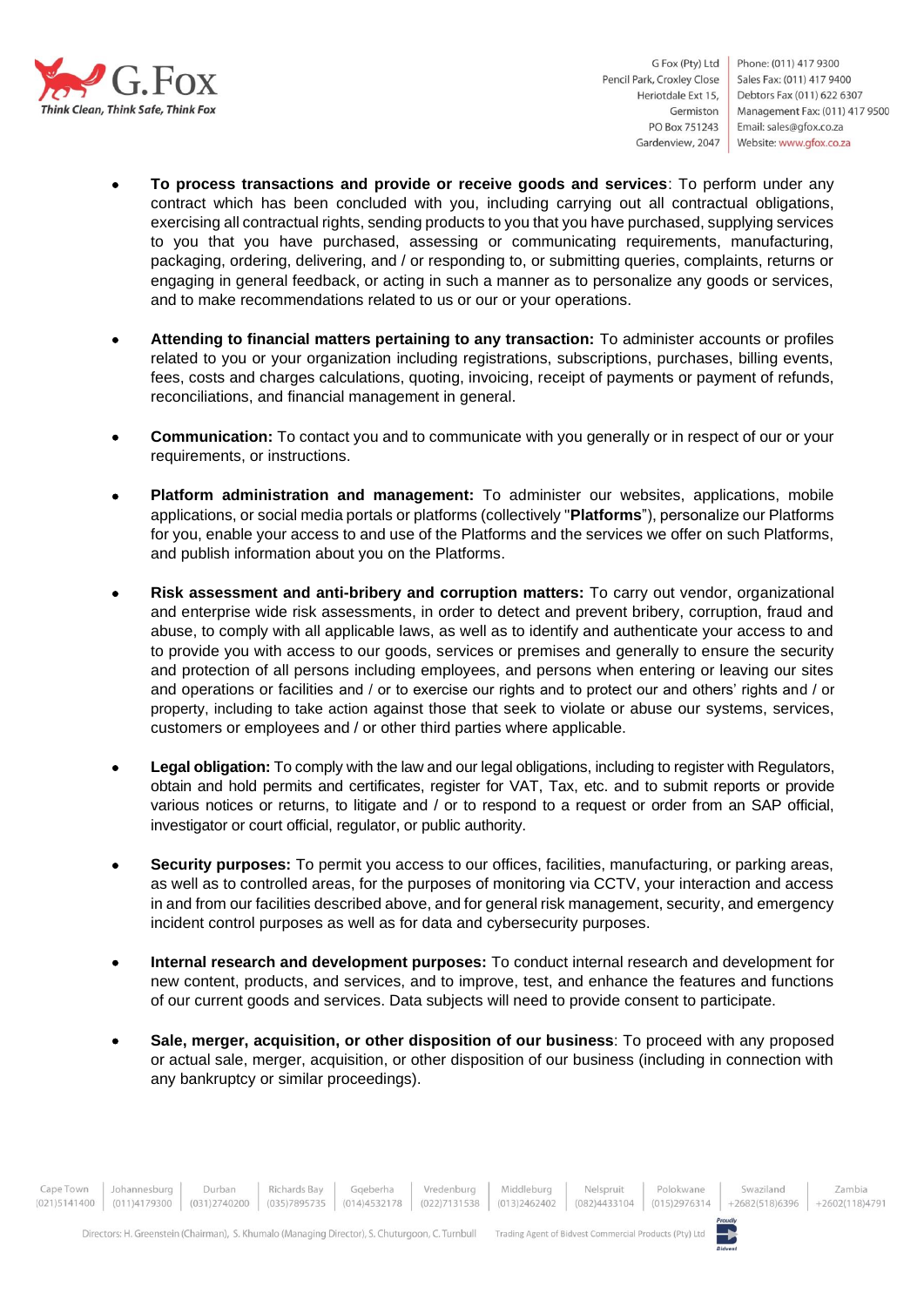- **To process transactions and provide or receive goods and services**: To perform under any contract which has been concluded with you, including carrying out all contractual obligations, exercising all contractual rights, sending products to you that you have purchased, supplying services to you that you have purchased, assessing or communicating requirements, manufacturing, packaging, ordering, delivering, and / or responding to, or submitting queries, complaints, returns or engaging in general feedback, or acting in such a manner as to personalize any goods or services, and to make recommendations related to us or our or your operations.

- **Attending to financial matters pertaining to any transaction:** To administer accounts or profiles related to you or your organization including registrations, subscriptions, purchases, billing events, fees, costs and charges calculations, quoting, invoicing, receipt of payments or payment of refunds, reconciliations, and financial management in general.

- **Communication:** To contact you and to communicate with you generally or in respect of our or your requirements, or instructions.

- **Platform administration and management:** To administer our websites, applications, mobile applications, or social media portals or platforms (collectively "**Platforms**"), personalize our Platforms for you, enable your access to and use of the Platforms and the services we offer on such Platforms, and publish information about you on the Platforms.

- **Risk assessment and anti-bribery and corruption matters:** To carry out vendor, organizational and enterprise wide risk assessments, in order to detect and prevent bribery, corruption, fraud and abuse, to comply with all applicable laws, as well as to identify and authenticate your access to and to provide you with access to our goods, services or premises and generally to ensure the security and protection of all persons including employees, and persons when entering or leaving our sites and operations or facilities and / or to exercise our rights and to protect our and others' rights and / or property, including to take action against those that seek to violate or abuse our systems, services, customers or employees and / or other third parties where applicable.

- **Legal obligation:** To comply with the law and our legal obligations, including to register with Regulators, obtain and hold permits and certificates, register for VAT, Tax, etc. and to submit reports or provide various notices or returns, to litigate and / or to respond to a request or order from an SAP official, investigator or court official, regulator, or public authority.

- **Security purposes:** To permit you access to our offices, facilities, manufacturing, or parking areas, as well as to controlled areas, for the purposes of monitoring via CCTV, your interaction and access in and from our facilities described above, and for general risk management, security, and emergency incident control purposes as well as for data and cybersecurity purposes.

- **Internal research and development purposes:** To conduct internal research and development for new content, products, and services, and to improve, test, and enhance the features and functions of our current goods and services. Data subjects will need to provide consent to participate.

- **Sale, merger, acquisition, or other disposition of our business**: To proceed with any proposed or actual sale, merger, acquisition, or other disposition of our business (including in connection with any bankruptcy or similar proceedings).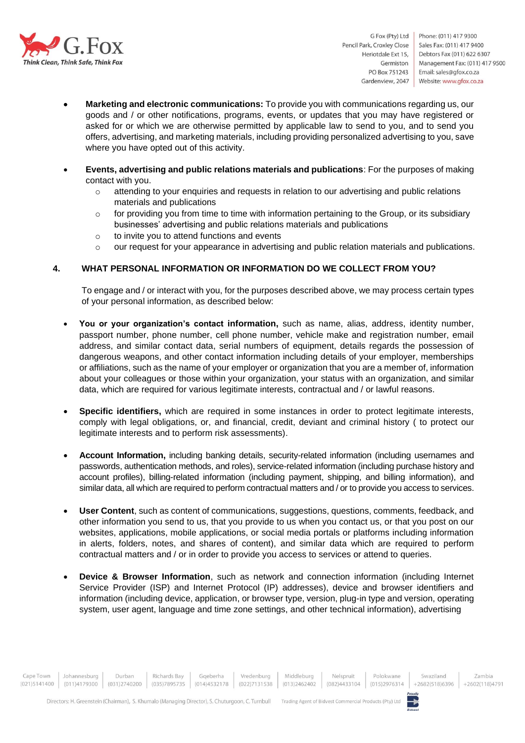- **Marketing and electronic communications:** To provide you with communications regarding us, our goods and / or other notifications, programs, events, or updates that you may have registered or asked for or which we are otherwise permitted by applicable law to send to you, and to send you offers, advertising, and marketing materials, including providing personalized advertising to you, save where you have opted out of this activity.

- **Events, advertising and public relations materials and publications**: For the purposes of making contact with you.
  - attending to your enquiries and requests in relation to our advertising and public relations materials and publications
  - for providing you from time to time with information pertaining to the Group, or its subsidiary businesses' advertising and public relations materials and publications
  - to invite you to attend functions and events
  - our request for your appearance in advertising and public relation materials and publications.

## 4. WHAT PERSONAL INFORMATION OR INFORMATION DO WE COLLECT FROM YOU?

To engage and / or interact with you, for the purposes described above, we may process certain types of your personal information, as described below:

- **You or your organization's contact information,** such as name, alias, address, identity number, passport number, phone number, cell phone number, vehicle make and registration number, email address, and similar contact data, serial numbers of equipment, details regards the possession of dangerous weapons, and other contact information including details of your employer, memberships or affiliations, such as the name of your employer or organization that you are a member of, information about your colleagues or those within your organization, your status with an organization, and similar data, which are required for various legitimate interests, contractual and / or lawful reasons.

- **Specific identifiers,** which are required in some instances in order to protect legitimate interests, comply with legal obligations, or, and financial, credit, deviant and criminal history ( to protect our legitimate interests and to perform risk assessments).

- **Account Information,** including banking details, security-related information (including usernames and passwords, authentication methods, and roles), service-related information (including purchase history and account profiles), billing-related information (including payment, shipping, and billing information), and similar data, all which are required to perform contractual matters and / or to provide you access to services.

- **User Content**, such as content of communications, suggestions, questions, comments, feedback, and other information you send to us, that you provide to us when you contact us, or that you post on our websites, applications, mobile applications, or social media portals or platforms including information in alerts, folders, notes, and shares of content), and similar data which are required to perform contractual matters and / or in order to provide you access to services or attend to queries.

- **Device & Browser Information**, such as network and connection information (including Internet Service Provider (ISP) and Internet Protocol (IP) addresses), device and browser identifiers and information (including device, application, or browser type, version, plug-in type and version, operating system, user agent, language and time zone settings, and other technical information), advertising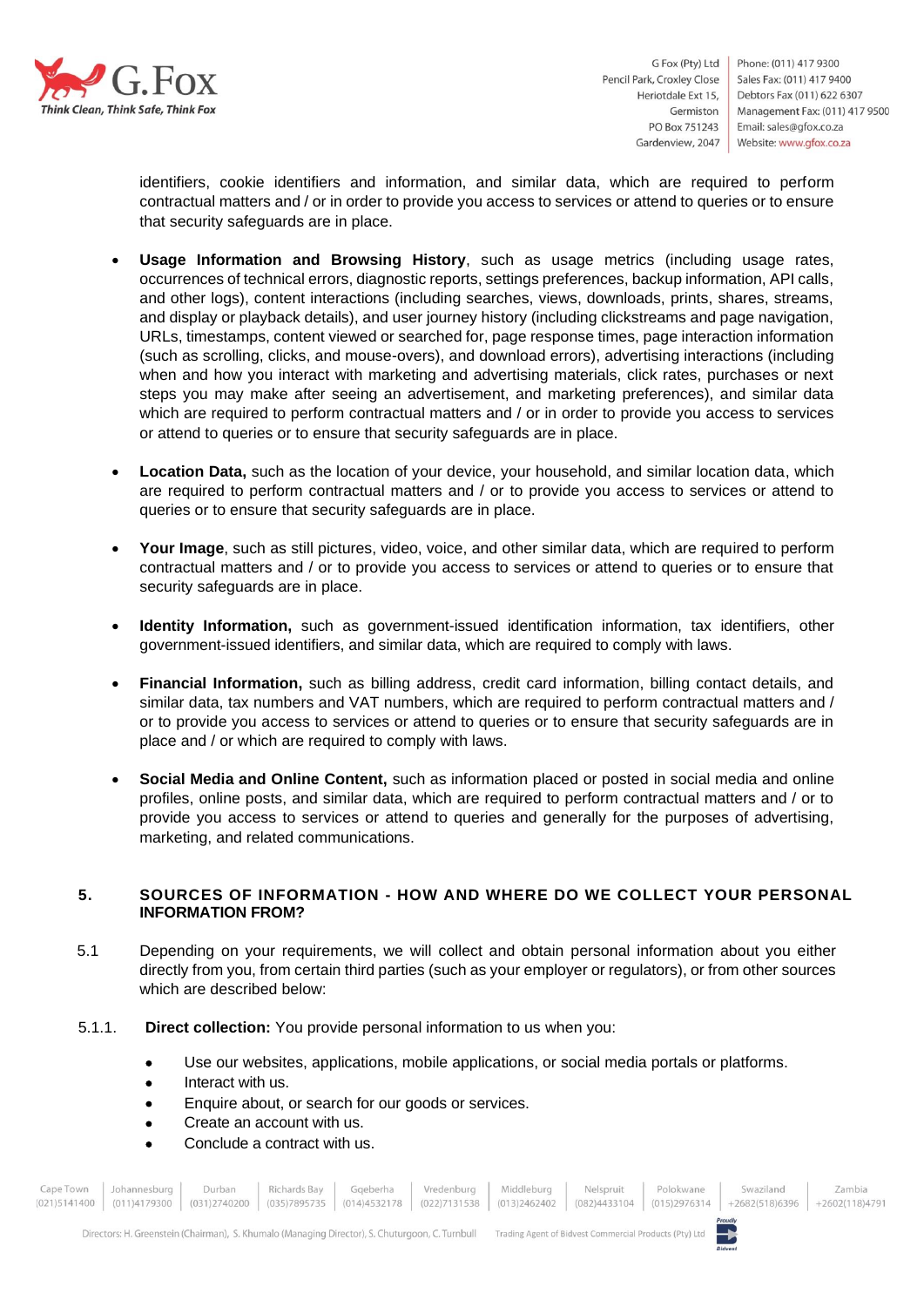identifiers, cookie identifiers and information, and similar data, which are required to perform contractual matters and / or in order to provide you access to services or attend to queries or to ensure that security safeguards are in place.

- **Usage Information and Browsing History**, such as usage metrics (including usage rates, occurrences of technical errors, diagnostic reports, settings preferences, backup information, API calls, and other logs), content interactions (including searches, views, downloads, prints, shares, streams, and display or playback details), and user journey history (including clickstreams and page navigation, URLs, timestamps, content viewed or searched for, page response times, page interaction information (such as scrolling, clicks, and mouse-overs), and download errors), advertising interactions (including when and how you interact with marketing and advertising materials, click rates, purchases or next steps you may make after seeing an advertisement, and marketing preferences), and similar data which are required to perform contractual matters and / or in order to provide you access to services or attend to queries or to ensure that security safeguards are in place.

- **Location Data,** such as the location of your device, your household, and similar location data, which are required to perform contractual matters and / or to provide you access to services or attend to queries or to ensure that security safeguards are in place.

- **Your Image**, such as still pictures, video, voice, and other similar data, which are required to perform contractual matters and / or to provide you access to services or attend to queries or to ensure that security safeguards are in place.

- **Identity Information,** such as government-issued identification information, tax identifiers, other government-issued identifiers, and similar data, which are required to comply with laws.

- **Financial Information,** such as billing address, credit card information, billing contact details, and similar data, tax numbers and VAT numbers, which are required to perform contractual matters and / or to provide you access to services or attend to queries or to ensure that security safeguards are in place and / or which are required to comply with laws.

- **Social Media and Online Content,** such as information placed or posted in social media and online profiles, online posts, and similar data, which are required to perform contractual matters and / or to provide you access to services or attend to queries and generally for the purposes of advertising, marketing, and related communications.

## 5. SOURCES OF INFORMATION - HOW AND WHERE DO WE COLLECT YOUR PERSONAL INFORMATION FROM?

5.1 Depending on your requirements, we will collect and obtain personal information about you either directly from you, from certain third parties (such as your employer or regulators), or from other sources which are described below:

5.1.1. **Direct collection:** You provide personal information to us when you:

- Use our websites, applications, mobile applications, or social media portals or platforms.
- Interact with us.
- Enquire about, or search for our goods or services.
- Create an account with us.
- Conclude a contract with us.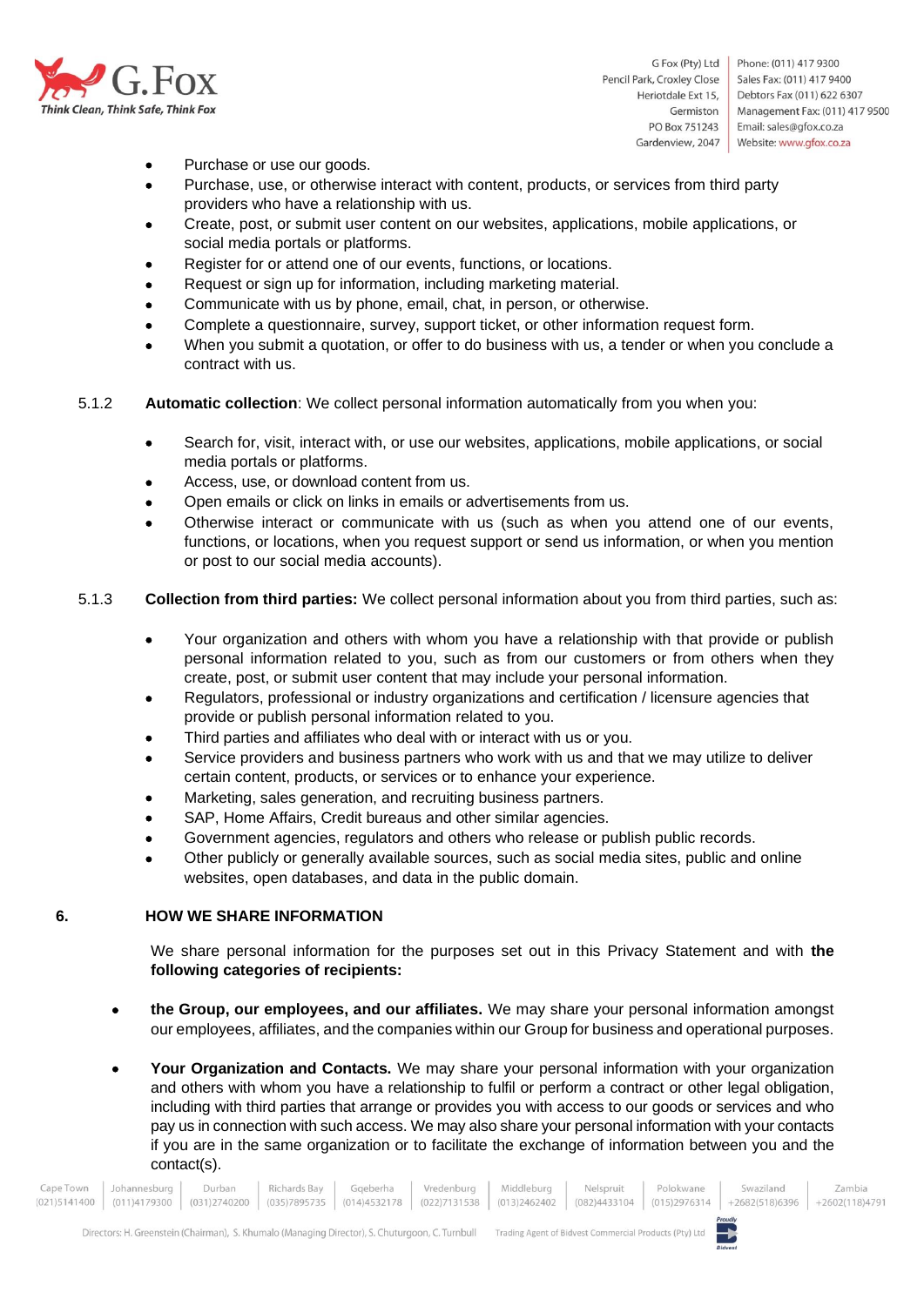- Purchase or use our goods.
- Purchase, use, or otherwise interact with content, products, or services from third party providers who have a relationship with us.
- Create, post, or submit user content on our websites, applications, mobile applications, or social media portals or platforms.
- Register for or attend one of our events, functions, or locations.
- Request or sign up for information, including marketing material.
- Communicate with us by phone, email, chat, in person, or otherwise.
- Complete a questionnaire, survey, support ticket, or other information request form.
- When you submit a quotation, or offer to do business with us, a tender or when you conclude a contract with us.

5.1.2 **Automatic collection**: We collect personal information automatically from you when you:

- Search for, visit, interact with, or use our websites, applications, mobile applications, or social media portals or platforms.
- Access, use, or download content from us.
- Open emails or click on links in emails or advertisements from us.
- Otherwise interact or communicate with us (such as when you attend one of our events, functions, or locations, when you request support or send us information, or when you mention or post to our social media accounts).

5.1.3 **Collection from third parties:** We collect personal information about you from third parties, such as:

- Your organization and others with whom you have a relationship with that provide or publish personal information related to you, such as from our customers or from others when they create, post, or submit user content that may include your personal information.
- Regulators, professional or industry organizations and certification / licensure agencies that provide or publish personal information related to you.
- Third parties and affiliates who deal with or interact with us or you.
- Service providers and business partners who work with us and that we may utilize to deliver certain content, products, or services or to enhance your experience.
- Marketing, sales generation, and recruiting business partners.
- SAP, Home Affairs, Credit bureaus and other similar agencies.
- Government agencies, regulators and others who release or publish public records.
- Other publicly or generally available sources, such as social media sites, public and online websites, open databases, and data in the public domain.

## 6. HOW WE SHARE INFORMATION

We share personal information for the purposes set out in this Privacy Statement and with **the following categories of recipients:**

- **the Group, our employees, and our affiliates.** We may share your personal information amongst our employees, affiliates, and the companies within our Group for business and operational purposes.

- **Your Organization and Contacts.** We may share your personal information with your organization and others with whom you have a relationship to fulfil or perform a contract or other legal obligation, including with third parties that arrange or provides you with access to our goods or services and who pay us in connection with such access. We may also share your personal information with your contacts if you are in the same organization or to facilitate the exchange of information between you and the contact(s).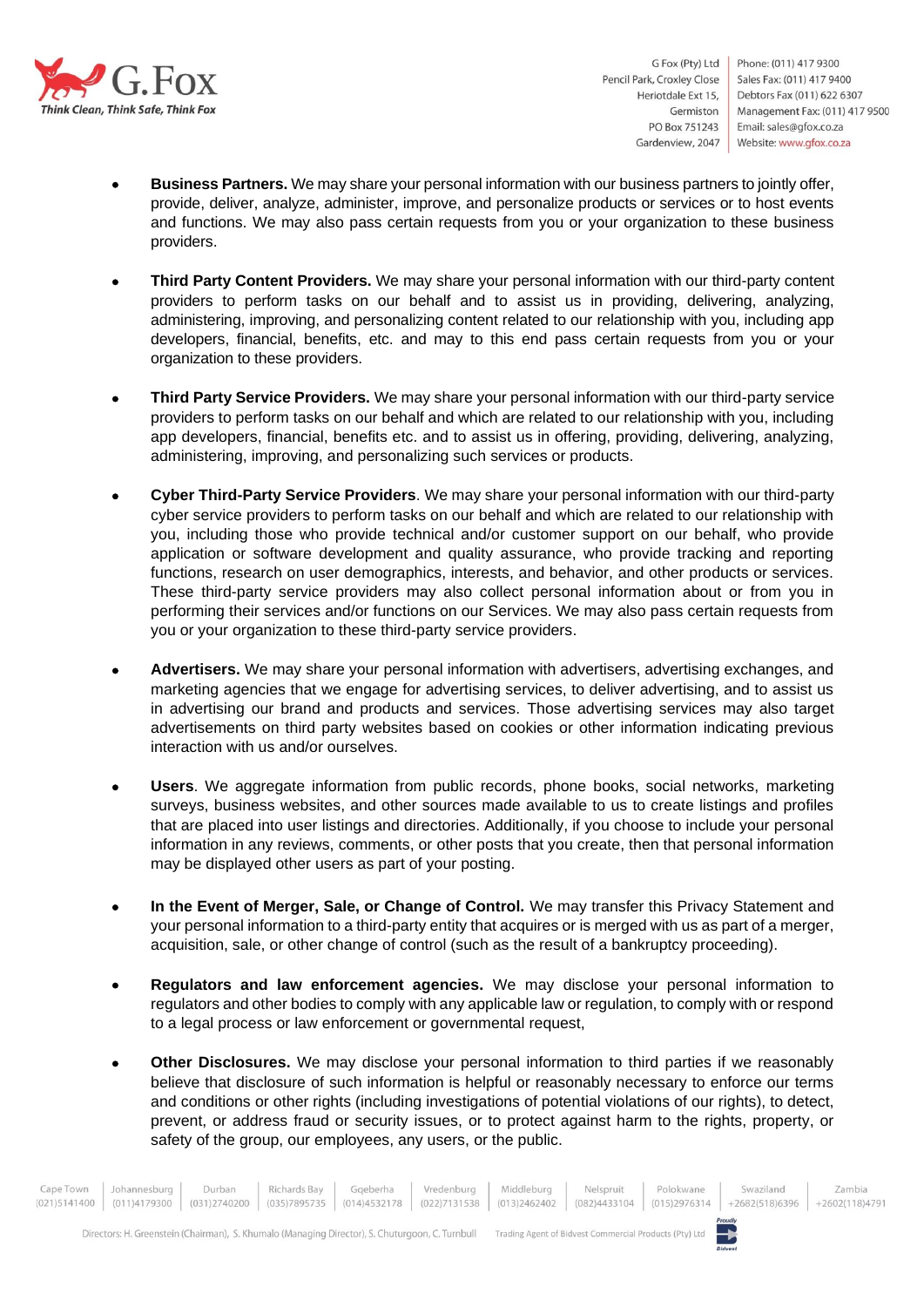- **Business Partners.** We may share your personal information with our business partners to jointly offer, provide, deliver, analyze, administer, improve, and personalize products or services or to host events and functions. We may also pass certain requests from you or your organization to these business providers.

- **Third Party Content Providers.** We may share your personal information with our third-party content providers to perform tasks on our behalf and to assist us in providing, delivering, analyzing, administering, improving, and personalizing content related to our relationship with you, including app developers, financial, benefits, etc. and may to this end pass certain requests from you or your organization to these providers.

- **Third Party Service Providers.** We may share your personal information with our third-party service providers to perform tasks on our behalf and which are related to our relationship with you, including app developers, financial, benefits etc. and to assist us in offering, providing, delivering, analyzing, administering, improving, and personalizing such services or products.

- **Cyber Third-Party Service Providers**. We may share your personal information with our third-party cyber service providers to perform tasks on our behalf and which are related to our relationship with you, including those who provide technical and/or customer support on our behalf, who provide application or software development and quality assurance, who provide tracking and reporting functions, research on user demographics, interests, and behavior, and other products or services. These third-party service providers may also collect personal information about or from you in performing their services and/or functions on our Services. We may also pass certain requests from you or your organization to these third-party service providers.

- **Advertisers.** We may share your personal information with advertisers, advertising exchanges, and marketing agencies that we engage for advertising services, to deliver advertising, and to assist us in advertising our brand and products and services. Those advertising services may also target advertisements on third party websites based on cookies or other information indicating previous interaction with us and/or ourselves.

- **Users**. We aggregate information from public records, phone books, social networks, marketing surveys, business websites, and other sources made available to us to create listings and profiles that are placed into user listings and directories. Additionally, if you choose to include your personal information in any reviews, comments, or other posts that you create, then that personal information may be displayed other users as part of your posting.

- **In the Event of Merger, Sale, or Change of Control.** We may transfer this Privacy Statement and your personal information to a third-party entity that acquires or is merged with us as part of a merger, acquisition, sale, or other change of control (such as the result of a bankruptcy proceeding).

- **Regulators and law enforcement agencies.** We may disclose your personal information to regulators and other bodies to comply with any applicable law or regulation, to comply with or respond to a legal process or law enforcement or governmental request,

- **Other Disclosures.** We may disclose your personal information to third parties if we reasonably believe that disclosure of such information is helpful or reasonably necessary to enforce our terms and conditions or other rights (including investigations of potential violations of our rights), to detect, prevent, or address fraud or security issues, or to protect against harm to the rights, property, or safety of the group, our employees, any users, or the public.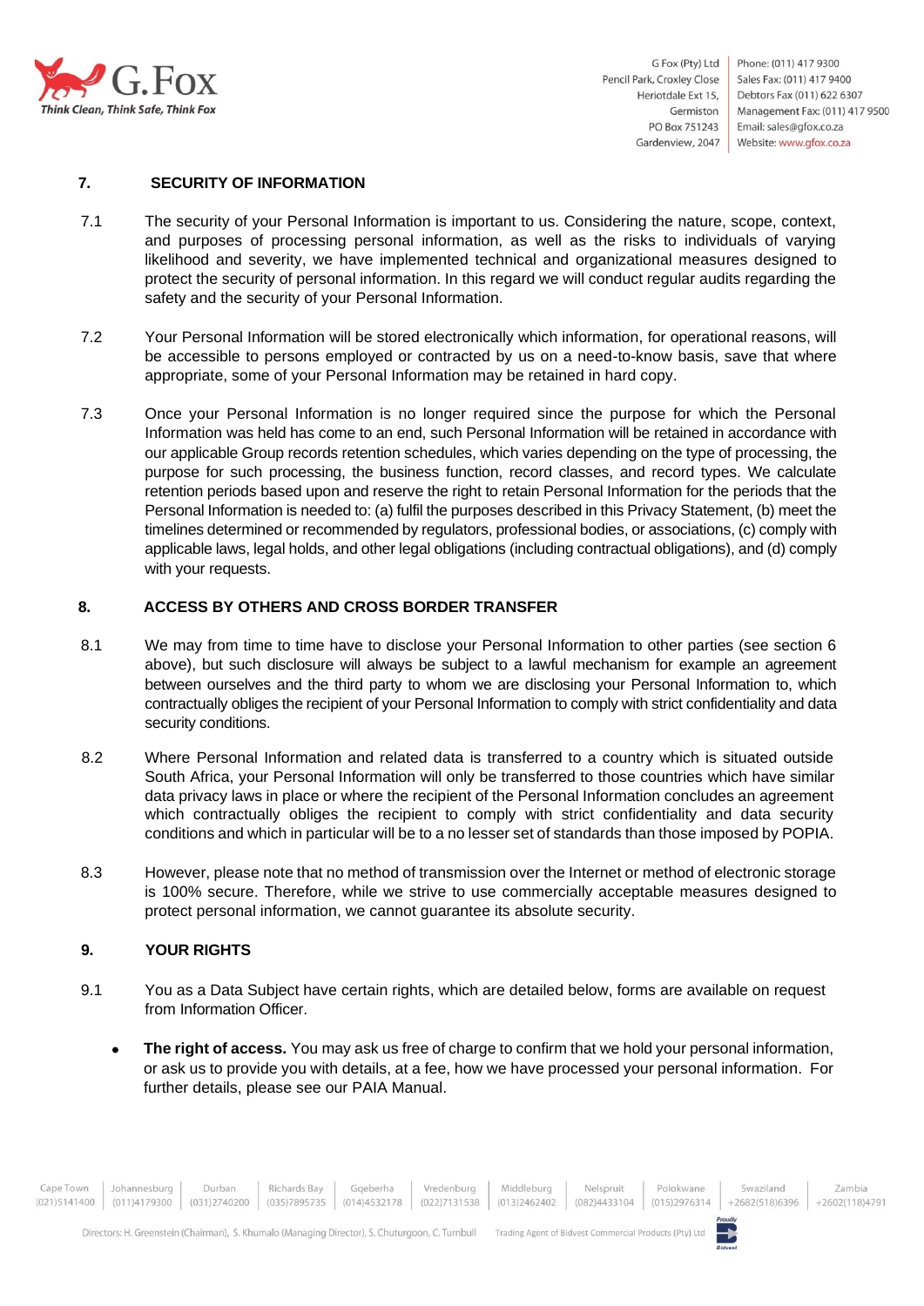## 7. SECURITY OF INFORMATION

7.1 The security of your Personal Information is important to us. Considering the nature, scope, context, and purposes of processing personal information, as well as the risks to individuals of varying likelihood and severity, we have implemented technical and organizational measures designed to protect the security of personal information. In this regard we will conduct regular audits regarding the safety and the security of your Personal Information.

7.2 Your Personal Information will be stored electronically which information, for operational reasons, will be accessible to persons employed or contracted by us on a need-to-know basis, save that where appropriate, some of your Personal Information may be retained in hard copy.

7.3 Once your Personal Information is no longer required since the purpose for which the Personal Information was held has come to an end, such Personal Information will be retained in accordance with our applicable Group records retention schedules, which varies depending on the type of processing, the purpose for such processing, the business function, record classes, and record types. We calculate retention periods based upon and reserve the right to retain Personal Information for the periods that the Personal Information is needed to: (a) fulfil the purposes described in this Privacy Statement, (b) meet the timelines determined or recommended by regulators, professional bodies, or associations, (c) comply with applicable laws, legal holds, and other legal obligations (including contractual obligations), and (d) comply with your requests.

## 8. ACCESS BY OTHERS AND CROSS BORDER TRANSFER

8.1 We may from time to time have to disclose your Personal Information to other parties (see section 6 above), but such disclosure will always be subject to a lawful mechanism for example an agreement between ourselves and the third party to whom we are disclosing your Personal Information to, which contractually obliges the recipient of your Personal Information to comply with strict confidentiality and data security conditions.

8.2 Where Personal Information and related data is transferred to a country which is situated outside South Africa, your Personal Information will only be transferred to those countries which have similar data privacy laws in place or where the recipient of the Personal Information concludes an agreement which contractually obliges the recipient to comply with strict confidentiality and data security conditions and which in particular will be to a no lesser set of standards than those imposed by POPIA.

8.3 However, please note that no method of transmission over the Internet or method of electronic storage is 100% secure. Therefore, while we strive to use commercially acceptable measures designed to protect personal information, we cannot guarantee its absolute security.

## 9. YOUR RIGHTS

9.1 You as a Data Subject have certain rights, which are detailed below, forms are available on request from Information Officer.

- **The right of access.** You may ask us free of charge to confirm that we hold your personal information, or ask us to provide you with details, at a fee, how we have processed your personal information. For further details, please see our PAIA Manual.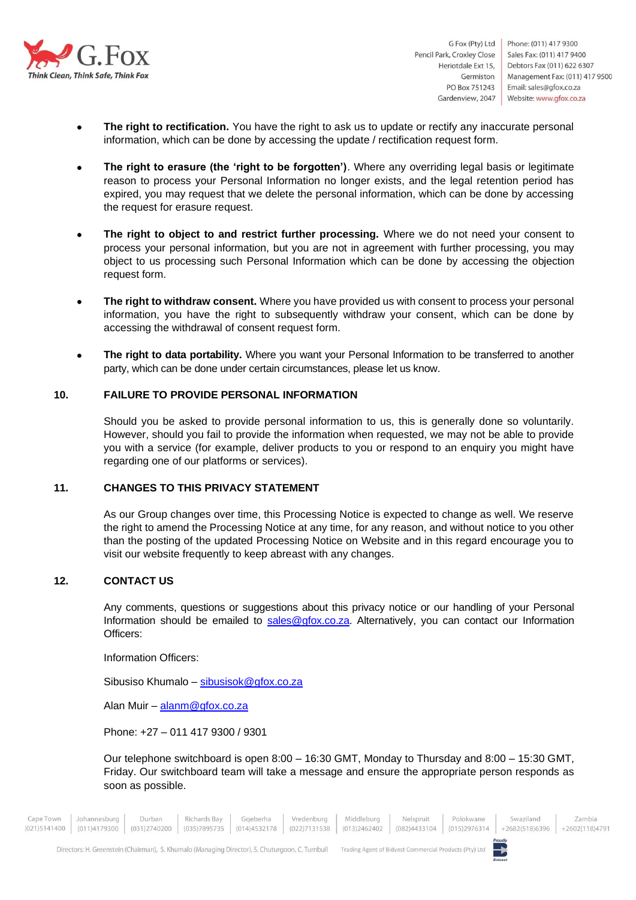- **The right to rectification.** You have the right to ask us to update or rectify any inaccurate personal information, which can be done by accessing the update / rectification request form.

- **The right to erasure (the 'right to be forgotten')**. Where any overriding legal basis or legitimate reason to process your Personal Information no longer exists, and the legal retention period has expired, you may request that we delete the personal information, which can be done by accessing the request for erasure request.

- **The right to object to and restrict further processing.** Where we do not need your consent to process your personal information, but you are not in agreement with further processing, you may object to us processing such Personal Information which can be done by accessing the objection request form.

- **The right to withdraw consent.** Where you have provided us with consent to process your personal information, you have the right to subsequently withdraw your consent, which can be done by accessing the withdrawal of consent request form.

- **The right to data portability.** Where you want your Personal Information to be transferred to another party, which can be done under certain circumstances, please let us know.

## 10. FAILURE TO PROVIDE PERSONAL INFORMATION

Should you be asked to provide personal information to us, this is generally done so voluntarily. However, should you fail to provide the information when requested, we may not be able to provide you with a service (for example, deliver products to you or respond to an enquiry you might have regarding one of our platforms or services).

## 11. CHANGES TO THIS PRIVACY STATEMENT

As our Group changes over time, this Processing Notice is expected to change as well. We reserve the right to amend the Processing Notice at any time, for any reason, and without notice to you other than the posting of the updated Processing Notice on Website and in this regard encourage you to visit our website frequently to keep abreast with any changes.

## 12. CONTACT US

Any comments, questions or suggestions about this privacy notice or our handling of your Personal Information should be emailed to sales@gfox.co.za. Alternatively, you can contact our Information Officers:

Information Officers:

Sibusiso Khumalo – sibusisok@gfox.co.za

Alan Muir – alanm@gfox.co.za

Phone: +27 – 011 417 9300 / 9301

Our telephone switchboard is open 8:00 – 16:30 GMT, Monday to Thursday and 8:00 – 15:30 GMT, Friday. Our switchboard team will take a message and ensure the appropriate person responds as soon as possible.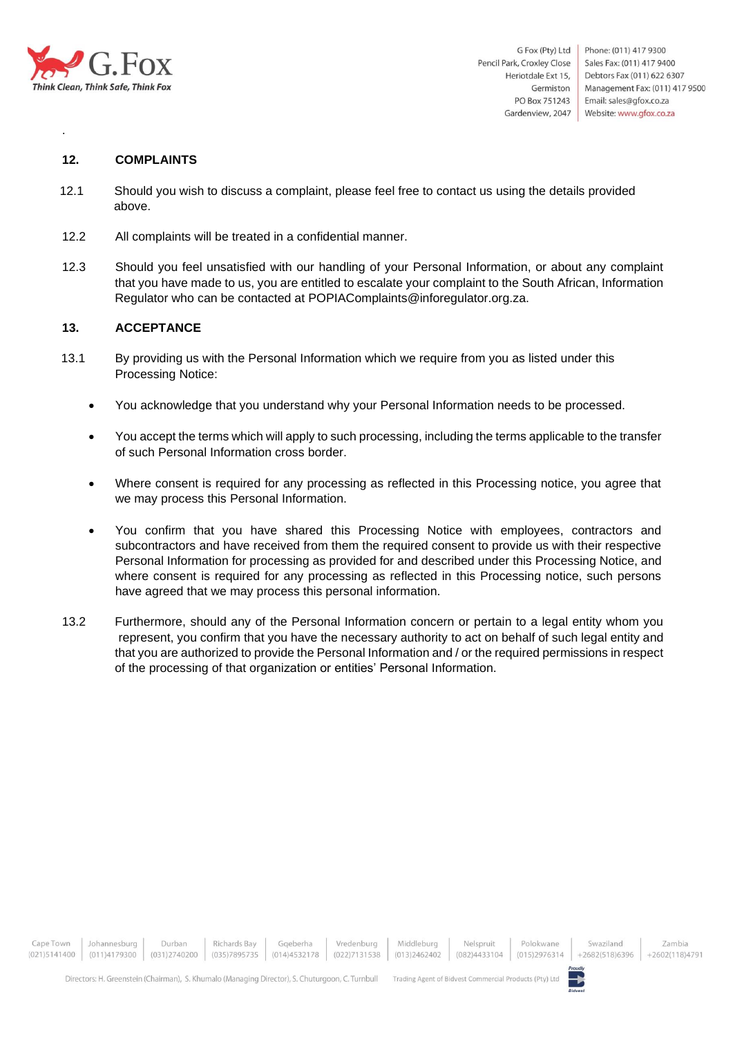## 12. COMPLAINTS

12.1 Should you wish to discuss a complaint, please feel free to contact us using the details provided above.

12.2 All complaints will be treated in a confidential manner.

12.3 Should you feel unsatisfied with our handling of your Personal Information, or about any complaint that you have made to us, you are entitled to escalate your complaint to the South African, Information Regulator who can be contacted at POPIAComplaints@inforegulator.org.za.

## 13. ACCEPTANCE

13.1 By providing us with the Personal Information which we require from you as listed under this Processing Notice:

- You acknowledge that you understand why your Personal Information needs to be processed.
- You accept the terms which will apply to such processing, including the terms applicable to the transfer of such Personal Information cross border.
- Where consent is required for any processing as reflected in this Processing notice, you agree that we may process this Personal Information.
- You confirm that you have shared this Processing Notice with employees, contractors and subcontractors and have received from them the required consent to provide us with their respective Personal Information for processing as provided for and described under this Processing Notice, and where consent is required for any processing as reflected in this Processing notice, such persons have agreed that we may process this personal information.

13.2 Furthermore, should any of the Personal Information concern or pertain to a legal entity whom you represent, you confirm that you have the necessary authority to act on behalf of such legal entity and that you are authorized to provide the Personal Information and / or the required permissions in respect of the processing of that organization or entities' Personal Information.